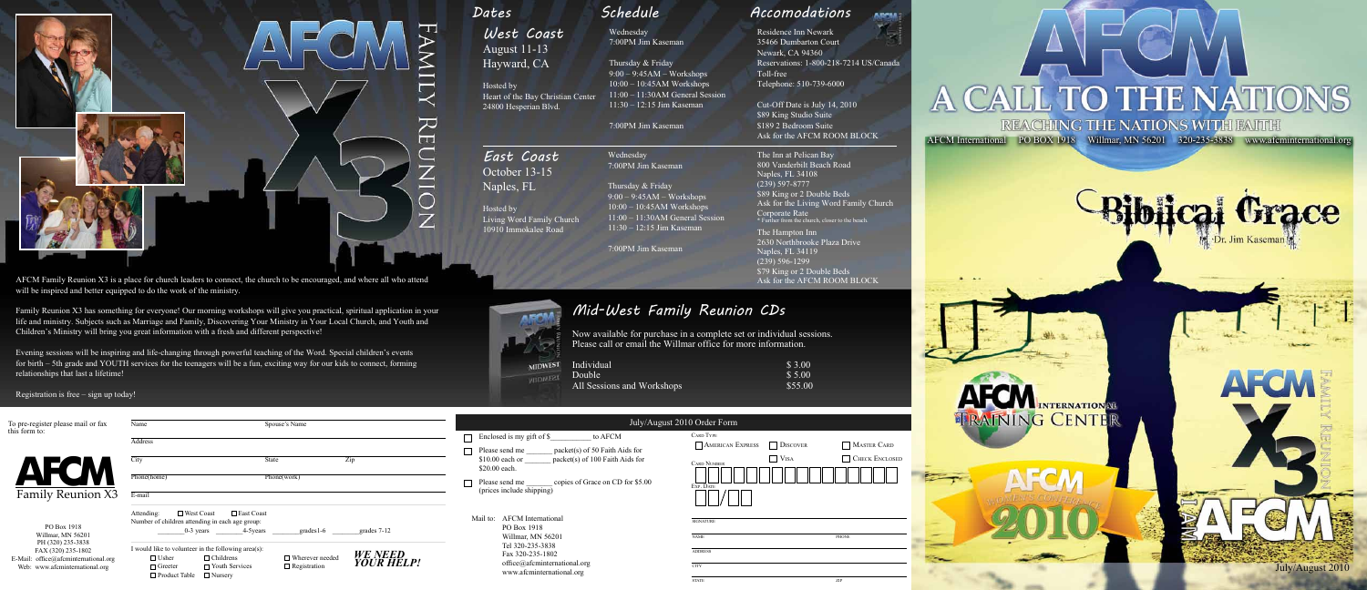# AFCM X3 FAMILY REUNION

AFCM Family Reunion X3 is a place for church leaders to connect, the church to be encouraged, and where all who attend will be inspired and better equipped to do the work of the ministry.

Family Reunion X3 has something for everyone! Our morning workshops will give you practical, spiritual application in your life and ministry. Subjects such as Marriage and Family, Discovering Your Ministry in Your Local Church, and Youth and Children's Ministry will bring you great information with a fresh and different perspective!

Evening sessions will be inspiring and life-changing through powerful teaching of the Word. Special children's events for birth – 5th grade and YOUTH services for the teenagers will be a fun, exciting way for our kids to connect, forming relationships that last a lifetime!

Registration is free – sign up today!

## Dates / Schedule / Accomodations

### West Coast
August 11-13
Hayward, CA

Hosted by
Heart of the Bay Christian Center
24800 Hesperian Blvd.

**Schedule**

Wednesday
7:00PM Jim Kaseman

Thursday & Friday
9:00 – 9:45AM – Workshops
10:00 – 10:45AM Workshops
11:00 – 11:30AM General Session
11:30 – 12:15 Jim Kaseman

7:00PM Jim Kaseman

**Accomodations**

Residence Inn Newark
35466 Dumbarton Court
Newark, CA 94360
Reservations: 1-800-218-7214 US/Canada
Toll-free
Telephone: 510-739-6000

Cut-Off Date is July 14, 2010
$89 King Studio Suite
$189 2 Bedroom Suite
Ask for the AFCM ROOM BLOCK

### East Coast
October 13-15
Naples, FL

Hosted by
Living Word Family Church
10910 Immokalee Road

**Schedule**

Wednesday
7:00PM Jim Kaseman

Thursday & Friday
9:00 – 9:45AM – Workshops
10:00 – 10:45AM Workshops
11:00 – 11:30AM General Session
11:30 – 12:15 Jim Kaseman

7:00PM Jim Kaseman

**Accomodations**

The Inn at Pelican Bay
800 Vanderbilt Beach Road
Naples, FL 34108
(239) 597-8777
$89 King or 2 Double Beds
Ask for the Living Word Family Church Corporate Rate
* Further from the church, closer to the beach

The Hampton Inn
2630 Northbrooke Plaza Drive
Naples, FL 34119
(239) 596-1299
$79 King or 2 Double Beds
Ask for the AFCM ROOM BLOCK

## Mid-West Family Reunion CDs

Now available for purchase in a complete set or individual sessions. Please call or email the Willmar office for more information.

| | |
|---|---|
| Individual | $ 3.00 |
| Double | $ 5.00 |
| All Sessions and Workshops | $55.00 |

# A CALL TO THE NATIONS

## REACHING THE NATIONS WITH FAITH

AFCM International PO BOX 1918 Willmar, MN 56201 320-235-3838 www.afcminternational.org

Biblical Grace – Dr. Jim Kaseman

AFCM International Training Center

AFCM Women's Conference 2010

AFCM X3 Family Reunion

I AM AFCM

July/August 2010

---

To pre-register please mail or fax this form to:

AFCM Family Reunion X3

PO Box 1918
Willmar, MN 56201
PH (320) 235-3838
FAX (320) 235-1802
E-Mail: office@afcminternational.org
Web: www.afcminternational.org

Name ______ Spouse's Name ______

Address ______

City ______ State ______ Zip ______

Phone(home) ______ Phone(work) ______

E-mail ______

Attending: ☐ West Coast ☐ East Coast

Number of children attending in each age group:
______0-3 years ______4-5years ______grades1-6 ______grades 7-12

I would like to volunteer in the following area(s):
☐ Usher ☐ Childrens ☐ Wherever needed
☐ Greeter ☐ Youth Services ☐ Registration
☐ Product Table ☐ Nursery

*WE NEED YOUR HELP!*

## July/August 2010 Order Form

☐ Enclosed is my gift of $__________ to AFCM

☐ Please send me _______ packet(s) of 50 Faith Aids for $10.00 each or _______ packet(s) of 100 Faith Aids for $20.00 each.

☐ Please send me _______ copies of Grace on CD for $5.00 (prices include shipping)

Mail to: AFCM International
PO Box 1918
Willmar, MN 56201
Tel 320-235-3838
Fax 320-235-1802
office@afcminternational.org
www.afcminternational.org

Card Type:
☐ American Express ☐ Discover ☐ Master Card
☐ Visa ☐ Check Enclosed

Card Number ______

Exp. Date ___/___

Signature ______

Name ______ Phone ______

Address ______

City ______

State ______ Zip ______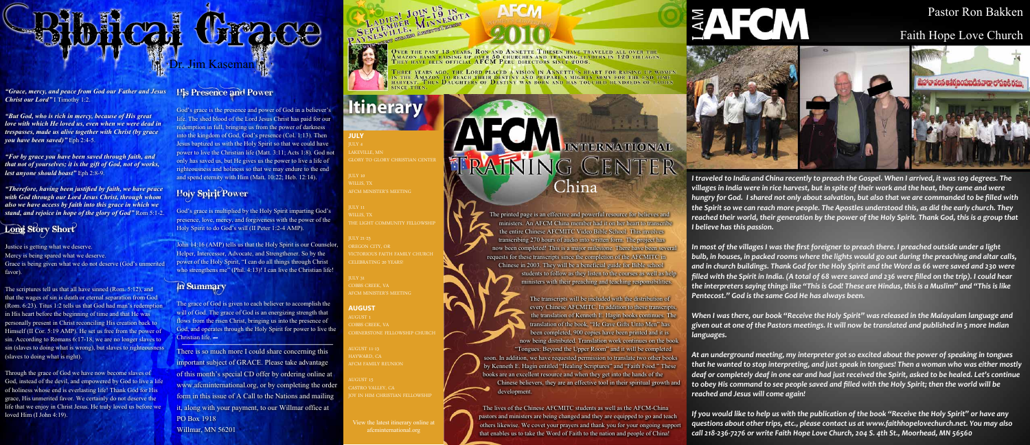# Biblical Grace

Dr. Jim Kaseman

***"Grace, mercy, and peace from God our Father and Jesus Christ our Lord"* 1 Timothy 1:2.**

***"But God, who is rich in mercy, because of His great love with which He loved us, even when we were dead in trespasses, made us alive together with Christ (by grace you have been saved)"* Eph 2:4-5.**

***"For by grace you have been saved through faith, and that not of yourselves; it is the gift of God, not of works, lest anyone should boast"* Eph 2:8-9.**

***"Therefore, having been justified by faith, we have peace with God through our Lord Jesus Christ, through whom also we have access by faith into this grace in which we stand, and rejoice in hope of the glory of God"* Rom 5:1-2.**

## Long Story Short

Justice is getting what we deserve.
Mercy is being spared what we deserve.
Grace is being given what we do not deserve (God's unmerited favor).

The scriptures tell us that all have sinned (Rom. 5:12), and that the wages of sin is death or eternal separation from God (Rom. 6:23). Titus 1:2 tells us that God had man's redemption in His heart before the beginning of time and that He was personally present in Christ reconciling His creation back to Himself (II Cor. 5:19 AMP). He set us free from the power of sin. According to Romans 6:17-18, we are no longer slaves to sin (slaves to doing what is wrong), but slaves to righteousness (slaves to doing what is right).

Through the grace of God we have now become slaves of God, instead of the devil, and empowered by God to live a life of holiness whose end is everlasting life! Thank God for His grace, His unmerited favor. We certainly do not deserve the life that we enjoy in Christ Jesus. He truly loved us before we loved Him (I John 4:19).

## His Presence and Power

God's grace is the presence and power of God in a believer's life. The shed blood of the Lord Jesus Christ has paid for our redemption in full, bringing us from the power of darkness into the kingdom of God, God's presence (Col. 1:13). Then Jesus baptized us with the Holy Spirit so that we could have power to live the Christian life (Matt. 3:11; Acts 1:8). God not only has saved us, but He gives us the power to live a life of righteousness and holiness so that we may endure to the end and spend eternity with Him (Matt. 10:22; Heb. 12:14).

## Holy Spirit Power

God's grace is multiplied by the Holy Spirit imparting God's presence, love, mercy, and forgiveness with the power of the Holy Spirit to do God's will (II Peter 1:2-4 AMP).

John 14:16 (AMP) tells us that the Holy Spirit is our Counselor, Helper, Intercessor, Advocate, and Strengthener. So by the power of the Holy Spirit, "I can do all things through Christ who strengthens me" (Phil. 4:13)! I can live the Christian life!

## In Summary

The grace of God is given to each believer to accomplish the will of God. The grace of God is an energizing strength that flows from the risen Christ, bringing us into the presence of God, and operates through the Holy Spirit for power to live the Christian life.

There is so much more I could share concerning this important subject of GRACE. Please take advantage of this month's special CD offer by ordering online at www.afcminternational.org, or by completing the order form in this issue of A Call to the Nations and mailing it, along with your payment, to our Willmar office at PO Box 1918
Willmar, MN 56201

---

LADIES! JOIN US IN SEPTEMBER 17-19 IN PAYNESVILLE, MINNESOTA

AFCM 2010

OVER THE PAST 18 YEARS, RON AND ANNETTE THIESEN HAVE TRAVELED ALL OVER THE AMAZON BASIN RAISING UP OVER 50 CHURCHES AND TRAINING LEADERS IN 120 VILLAGES. THEY HAVE BEEN OFFICIAL AFCM PERU DIRECTORS SINCE 2006.

THREE YEARS AGO, THE LORD PLACED A VISION IN ANNETTE'S HEART FOR RAISING UP WOMEN IN THE AMAZON TO REACH THEIR DESTINY AND PREPARE A MIGHTY ARMY FOR THE END TIME HARVEST. THUS DAUGHTERS OF DESTINY WAS BORN AND HAS TOUCHED HUNDREDS OF PASTORS SINCE THEN.

# Itinerary

## JULY

JULY 4
LAKEVILLE, MN
GLORY TO GLORY CHRISTIAN CENTER

JULY 10
WILLIS, TX
AFCM MINISTER'S MEETING

JULY 11
WILLIS, TX
THE LIGHT COMMUNITY FELLOWSHIP

JULY 21-25
OREGON CITY, OR
VICTORIOUS FAITH FAMILY CHURCH
CELEBRATING 20 YEARS!

JULY 31
COBBS CREEK, VA
AFCM MINISTER'S MEETING

## AUGUST

AUGUST 1
COBBS CREEK, VA
CORNERSTONE FELLOWSHIP CHURCH

AUGUST 11-13
HAYWARD, CA
AFCM FAMILY REUNION

AUGUST 15
CASTRO VALLEY, CA
JOY IN HIM CHRISTIAN FELLOWSHIP

View the latest itinerary online at afcminternational.org

---

# AFCM International Training Center China

The printed page is an effective and powerful resource for believers and ministers. An AFCM China member had it on her heart to transcribe the entire Chinese AFCMITC Video Bible School. This involves transcribing 270 hours of audio into written form. The project has now been completed! This is a major milestone. There have been several requests for these transcripts since the completion of the AFCMITC in Chinese in 2003. They will be a beneficial guide for Bible school students to follow as they listen to the courses as well as help ministers with their preaching and teaching responsibilities.

The transcripts will be included with the distribution of every Chinese AFCMITC. In addition to these transcripts, the translation of Kenneth E. Hagin books continues. The translation of the book, "He Gave Gifts Unto Men" has been completed, 900 copies have been printed and it is now being distributed. Translation work continues on the book "Tongues: Beyond the Upper Room" and it will be completed soon. In addition, we have requested permission to translate two other books by Kenneth E. Hagin entitled "Healing Scriptures" and "Faith Food." These books are an excellent resource and when they get into the hands of the Chinese believers, they are an effective tool in their spiritual growth and development.

The lives of the Chinese AFCMITC students as well as the AFCM-China pastors and ministers are being changed and they are equipped to go and teach others likewise. We covet your prayers and thank you for your ongoing support that enables us to take the Word of Faith to the nation and people of China!

---

# I AM AFCM

## Pastor Ron Bakken

## Faith Hope Love Church

*I traveled to India and China recently to preach the Gospel. When I arrived, it was 109 degrees. The villages in India were in rice harvest, but in spite of their work and the heat, they came and were hungry for God. I shared not only about salvation, but also that we are commanded to be filled with the Spirit so we can reach more people. The Apostles understood this, as did the early church. They reached their world, their generation by the power of the Holy Spirit. Thank God, this is a group that I believe has this passion.*

*In most of the villages I was the first foreigner to preach there. I preached outside under a light bulb, in houses, in packed rooms where the lights would go out during the preaching and altar calls, and in church buildings. Thank God for the Holy Spirit and the Word as 66 were saved and 230 were filled with the Spirit in India. (A total of 68 were saved and 236 were filled on the trip). I could hear the interpreters saying things like "This is God! These are Hindus, this is a Muslim" and "This is like Pentecost." God is the same God He has always been.*

*When I was there, our book "Receive the Holy Spirit" was released in the Malayalam language and given out at one of the Pastors meetings. It will now be translated and published in 5 more Indian languages.*

*At an underground meeting, my interpreter got so excited about the power of speaking in tongues that he wanted to stop interpreting, and just speak in tongues! Then a woman who was either mostly deaf or completely deaf in one ear and had just received the Spirit, asked to be healed. Let's continue to obey His command to see people saved and filled with the Holy Spirit; then the world will be reached and Jesus will come again!*

*If you would like to help us with the publication of the book "Receive the Holy Spirit" or have any questions about other trips, etc., please contact us at www.faithhopelovechurch.net. You may also call 218-236-7276 or write Faith Hope Love Church, 204 S. 4th St., Moorhead, MN 56560*